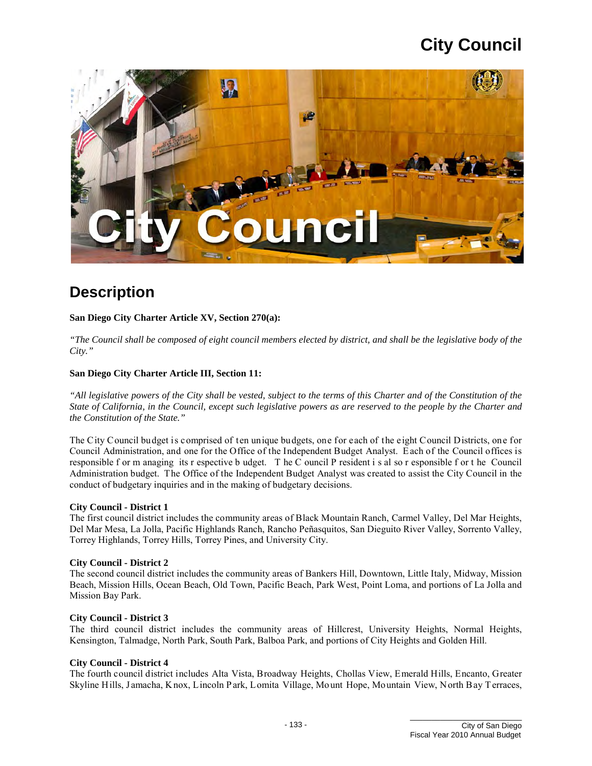# City Council

## Description

**San Diego City Charter Article XV, Section 270(a):**

*"The Council shall be composed of eight council members elected by district, and shall be the legislative body of the City."*

**San Diego City Charter Article III, Section 11:**

*"All legislative powers of the City shall be vested, subject to the terms of this Charter and of the Constitution of the State of California, in the Council, except such legislative powers as are reserved to the people by the Charter and the Constitution of the State."*

The City Council budget is comprised of ten unique budgets, one for each of the eight Council Districts, one for Council Administration, and one for the Office of the Independent Budget Analyst. Each of the Council offices is responsible for managing its respective budget. The Council President is also responsible for the Council Administration budget. The Office of the Independent Budget Analyst was created to assist the City Council in the conduct of budgetary inquiries and in the making of budgetary decisions.

**City Council - District 1**
The first council district includes the community areas of Black Mountain Ranch, Carmel Valley, Del Mar Heights, Del Mar Mesa, La Jolla, Pacific Highlands Ranch, Rancho Peñasquitos, San Dieguito River Valley, Sorrento Valley, Torrey Highlands, Torrey Hills, Torrey Pines, and University City.

**City Council - District 2**
The second council district includes the community areas of Bankers Hill, Downtown, Little Italy, Midway, Mission Beach, Mission Hills, Ocean Beach, Old Town, Pacific Beach, Park West, Point Loma, and portions of La Jolla and Mission Bay Park.

**City Council - District 3**
The third council district includes the community areas of Hillcrest, University Heights, Normal Heights, Kensington, Talmadge, North Park, South Park, Balboa Park, and portions of City Heights and Golden Hill.

**City Council - District 4**
The fourth council district includes Alta Vista, Broadway Heights, Chollas View, Emerald Hills, Encanto, Greater Skyline Hills, Jamacha, Knox, Lincoln Park, Lomita Village, Mount Hope, Mountain View, North Bay Terraces,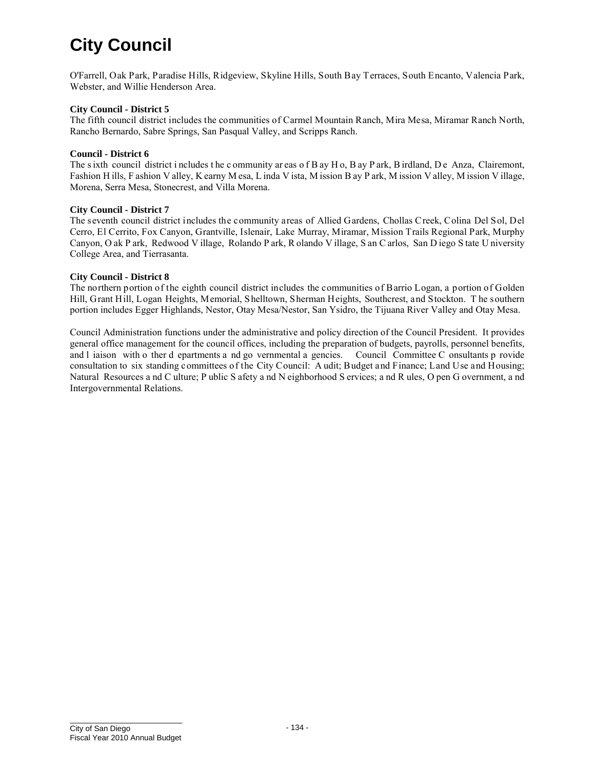# City Council

O'Farrell, Oak Park, Paradise Hills, Ridgeview, Skyline Hills, South Bay Terraces, South Encanto, Valencia Park, Webster, and Willie Henderson Area.

**City Council - District 5**

The fifth council district includes the communities of Carmel Mountain Ranch, Mira Mesa, Miramar Ranch North, Rancho Bernardo, Sabre Springs, San Pasqual Valley, and Scripps Ranch.

**Council - District 6**

The sixth council district includes the community areas of Bay Ho, Bay Park, Birdland, De Anza, Clairemont, Fashion Hills, Fashion Valley, Kearny Mesa, Linda Vista, Mission Bay Park, Mission Valley, Mission Village, Morena, Serra Mesa, Stonecrest, and Villa Morena.

**City Council - District 7**

The seventh council district includes the community areas of Allied Gardens, Chollas Creek, Colina Del Sol, Del Cerro, El Cerrito, Fox Canyon, Grantville, Islenair, Lake Murray, Miramar, Mission Trails Regional Park, Murphy Canyon, Oak Park, Redwood Village, Rolando Park, Rolando Village, San Carlos, San Diego State University College Area, and Tierrasanta.

**City Council - District 8**

The northern portion of the eighth council district includes the communities of Barrio Logan, a portion of Golden Hill, Grant Hill, Logan Heights, Memorial, Shelltown, Sherman Heights, Southcrest, and Stockton. The southern portion includes Egger Highlands, Nestor, Otay Mesa/Nestor, San Ysidro, the Tijuana River Valley and Otay Mesa.

Council Administration functions under the administrative and policy direction of the Council President. It provides general office management for the council offices, including the preparation of budgets, payrolls, personnel benefits, and liaison with other departments and governmental agencies. Council Committee Consultants provide consultation to six standing committees of the City Council: Audit; Budget and Finance; Land Use and Housing; Natural Resources and Culture; Public Safety and Neighborhood Services; and Rules, Open Government, and Intergovernmental Relations.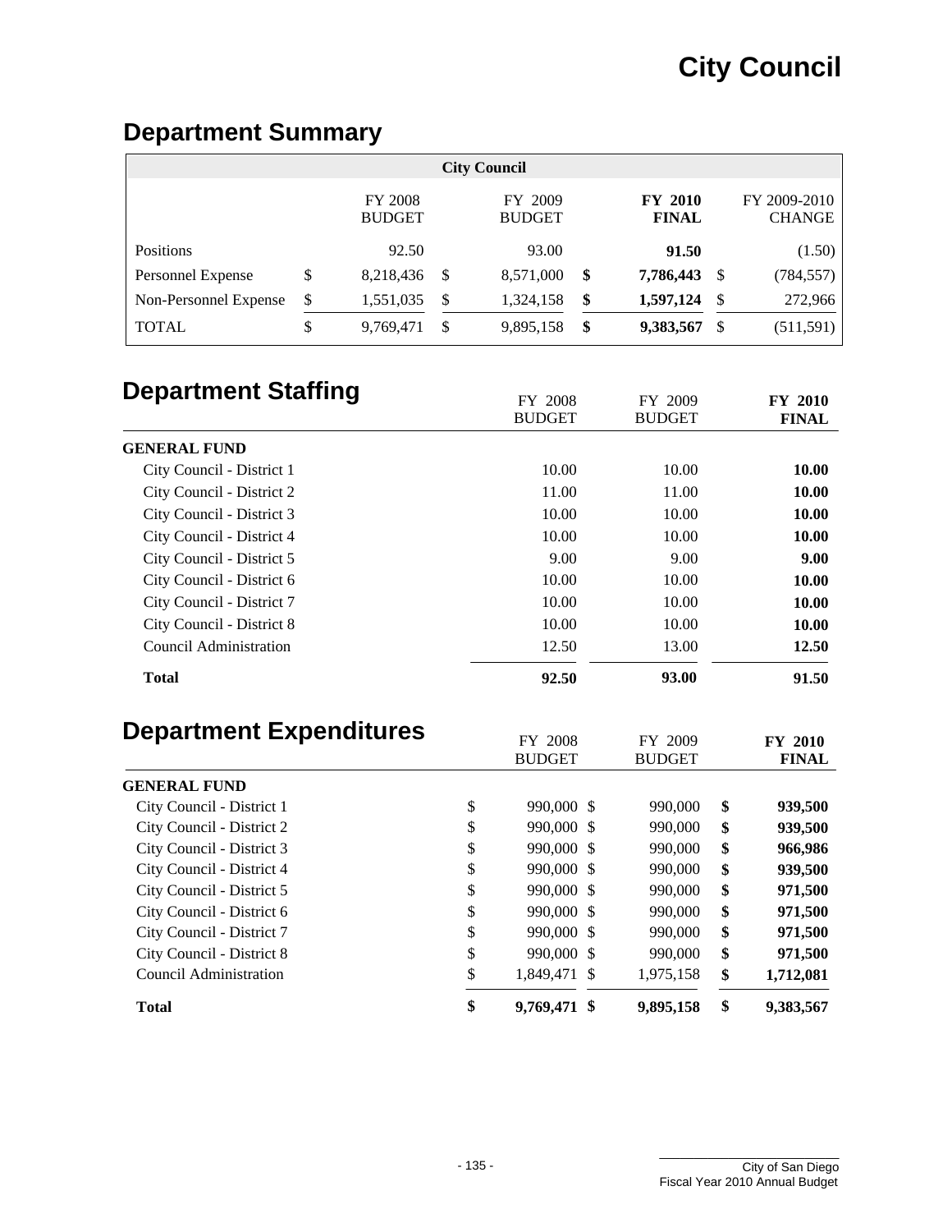# City Council

## Department Summary

| City Council | FY 2008 BUDGET | FY 2009 BUDGET | FY 2010 FINAL | FY 2009-2010 CHANGE |
|---|---|---|---|---|
| Positions | 92.50 | 93.00 | **91.50** | (1.50) |
| Personnel Expense | $ 8,218,436 | $ 8,571,000 | **$ 7,786,443** | $ (784,557) |
| Non-Personnel Expense | $ 1,551,035 | $ 1,324,158 | **$ 1,597,124** | $ 272,966 |
| TOTAL | $ 9,769,471 | $ 9,895,158 | **$ 9,383,567** | $ (511,591) |

## Department Staffing

| | FY 2008 BUDGET | FY 2009 BUDGET | FY 2010 FINAL |
|---|---|---|---|
| **GENERAL FUND** | | | |
| City Council - District 1 | 10.00 | 10.00 | **10.00** |
| City Council - District 2 | 11.00 | 11.00 | **10.00** |
| City Council - District 3 | 10.00 | 10.00 | **10.00** |
| City Council - District 4 | 10.00 | 10.00 | **10.00** |
| City Council - District 5 | 9.00 | 9.00 | **9.00** |
| City Council - District 6 | 10.00 | 10.00 | **10.00** |
| City Council - District 7 | 10.00 | 10.00 | **10.00** |
| City Council - District 8 | 10.00 | 10.00 | **10.00** |
| Council Administration | 12.50 | 13.00 | **12.50** |
| **Total** | **92.50** | **93.00** | **91.50** |

## Department Expenditures

| | FY 2008 BUDGET | FY 2009 BUDGET | FY 2010 FINAL |
|---|---|---|---|
| **GENERAL FUND** | | | |
| City Council - District 1 | $ 990,000 | $ 990,000 | **$ 939,500** |
| City Council - District 2 | $ 990,000 | $ 990,000 | **$ 939,500** |
| City Council - District 3 | $ 990,000 | $ 990,000 | **$ 966,986** |
| City Council - District 4 | $ 990,000 | $ 990,000 | **$ 939,500** |
| City Council - District 5 | $ 990,000 | $ 990,000 | **$ 971,500** |
| City Council - District 6 | $ 990,000 | $ 990,000 | **$ 971,500** |
| City Council - District 7 | $ 990,000 | $ 990,000 | **$ 971,500** |
| City Council - District 8 | $ 990,000 | $ 990,000 | **$ 971,500** |
| Council Administration | $ 1,849,471 | $ 1,975,158 | **$ 1,712,081** |
| **Total** | **$ 9,769,471** | **$ 9,895,158** | **$ 9,383,567** |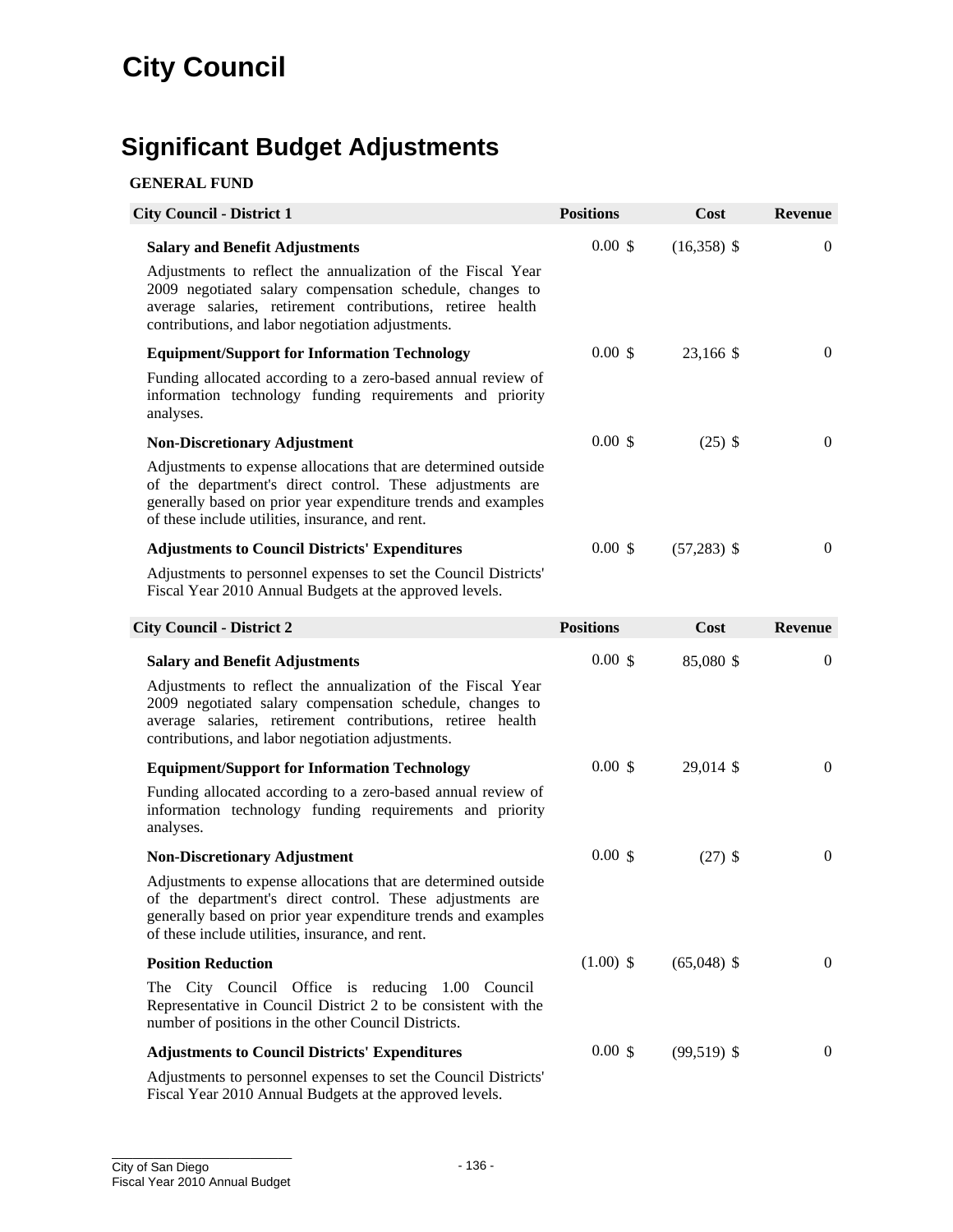# City Council

## Significant Budget Adjustments

**GENERAL FUND**

| City Council - District 1 | Positions | Cost | Revenue |
|---|---|---|---|
| **Salary and Benefit Adjustments**<br>Adjustments to reflect the annualization of the Fiscal Year 2009 negotiated salary compensation schedule, changes to average salaries, retirement contributions, retiree health contributions, and labor negotiation adjustments. | 0.00 | $ (16,358) | $ 0 |
| **Equipment/Support for Information Technology**<br>Funding allocated according to a zero-based annual review of information technology funding requirements and priority analyses. | 0.00 | $ 23,166 | $ 0 |
| **Non-Discretionary Adjustment**<br>Adjustments to expense allocations that are determined outside of the department's direct control. These adjustments are generally based on prior year expenditure trends and examples of these include utilities, insurance, and rent. | 0.00 | $ (25) | $ 0 |
| **Adjustments to Council Districts' Expenditures**<br>Adjustments to personnel expenses to set the Council Districts' Fiscal Year 2010 Annual Budgets at the approved levels. | 0.00 | $ (57,283) | $ 0 |

| City Council - District 2 | Positions | Cost | Revenue |
|---|---|---|---|
| **Salary and Benefit Adjustments**<br>Adjustments to reflect the annualization of the Fiscal Year 2009 negotiated salary compensation schedule, changes to average salaries, retirement contributions, retiree health contributions, and labor negotiation adjustments. | 0.00 | $ 85,080 | $ 0 |
| **Equipment/Support for Information Technology**<br>Funding allocated according to a zero-based annual review of information technology funding requirements and priority analyses. | 0.00 | $ 29,014 | $ 0 |
| **Non-Discretionary Adjustment**<br>Adjustments to expense allocations that are determined outside of the department's direct control. These adjustments are generally based on prior year expenditure trends and examples of these include utilities, insurance, and rent. | 0.00 | $ (27) | $ 0 |
| **Position Reduction**<br>The City Council Office is reducing 1.00 Council Representative in Council District 2 to be consistent with the number of positions in the other Council Districts. | (1.00) | $ (65,048) | $ 0 |
| **Adjustments to Council Districts' Expenditures**<br>Adjustments to personnel expenses to set the Council Districts' Fiscal Year 2010 Annual Budgets at the approved levels. | 0.00 | $ (99,519) | $ 0 |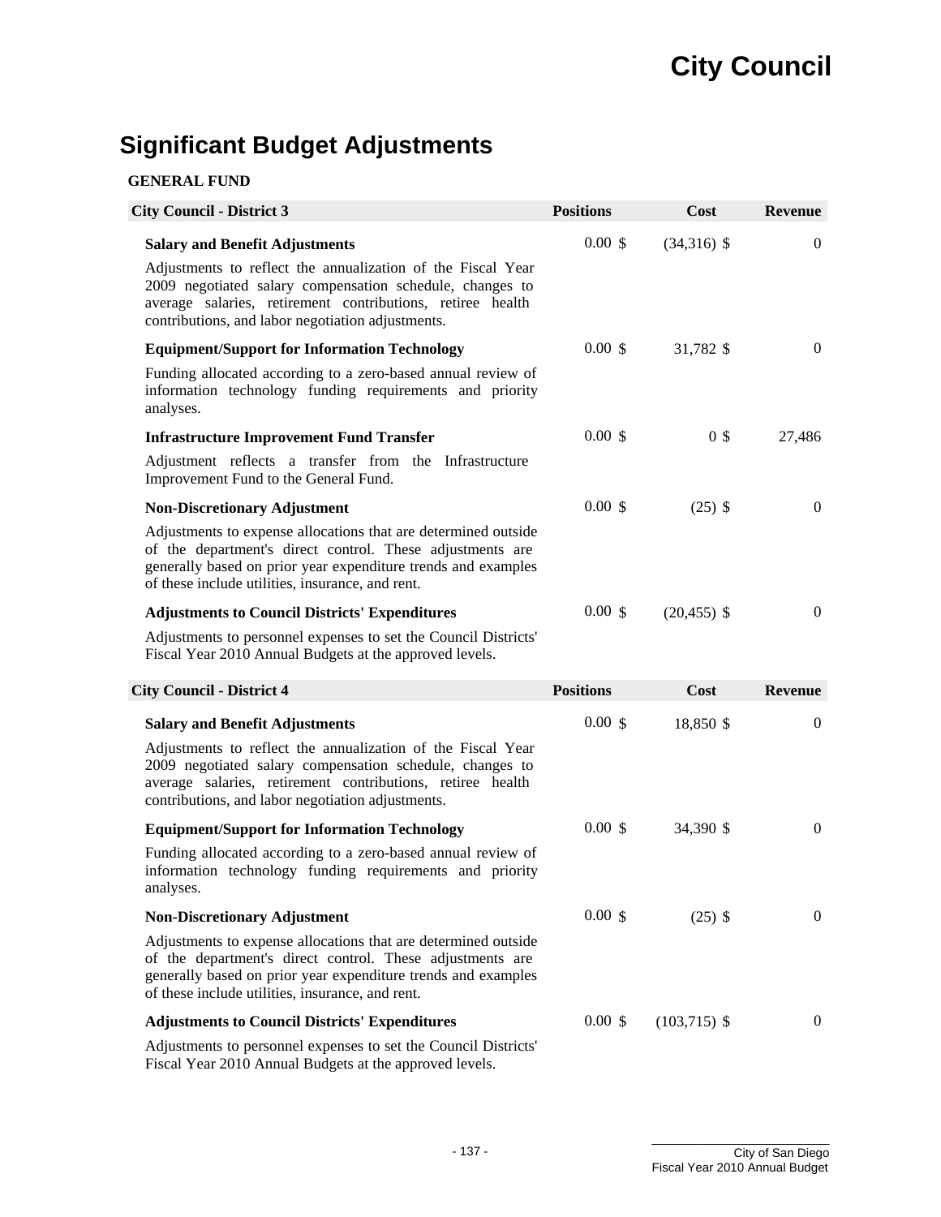# Significant Budget Adjustments

**GENERAL FUND**

| City Council - District 3 | Positions | Cost | Revenue |
|---|---|---|---|
| **Salary and Benefit Adjustments**<br>Adjustments to reflect the annualization of the Fiscal Year 2009 negotiated salary compensation schedule, changes to average salaries, retirement contributions, retiree health contributions, and labor negotiation adjustments. | 0.00 | $ (34,316) | $ 0 |
| **Equipment/Support for Information Technology**<br>Funding allocated according to a zero-based annual review of information technology funding requirements and priority analyses. | 0.00 | $ 31,782 | $ 0 |
| **Infrastructure Improvement Fund Transfer**<br>Adjustment reflects a transfer from the Infrastructure Improvement Fund to the General Fund. | 0.00 | $ 0 | $ 27,486 |
| **Non-Discretionary Adjustment**<br>Adjustments to expense allocations that are determined outside of the department's direct control. These adjustments are generally based on prior year expenditure trends and examples of these include utilities, insurance, and rent. | 0.00 | $ (25) | $ 0 |
| **Adjustments to Council Districts' Expenditures**<br>Adjustments to personnel expenses to set the Council Districts' Fiscal Year 2010 Annual Budgets at the approved levels. | 0.00 | $ (20,455) | $ 0 |

| City Council - District 4 | Positions | Cost | Revenue |
|---|---|---|---|
| **Salary and Benefit Adjustments**<br>Adjustments to reflect the annualization of the Fiscal Year 2009 negotiated salary compensation schedule, changes to average salaries, retirement contributions, retiree health contributions, and labor negotiation adjustments. | 0.00 | $ 18,850 | $ 0 |
| **Equipment/Support for Information Technology**<br>Funding allocated according to a zero-based annual review of information technology funding requirements and priority analyses. | 0.00 | $ 34,390 | $ 0 |
| **Non-Discretionary Adjustment**<br>Adjustments to expense allocations that are determined outside of the department's direct control. These adjustments are generally based on prior year expenditure trends and examples of these include utilities, insurance, and rent. | 0.00 | $ (25) | $ 0 |
| **Adjustments to Council Districts' Expenditures**<br>Adjustments to personnel expenses to set the Council Districts' Fiscal Year 2010 Annual Budgets at the approved levels. | 0.00 | $ (103,715) | $ 0 |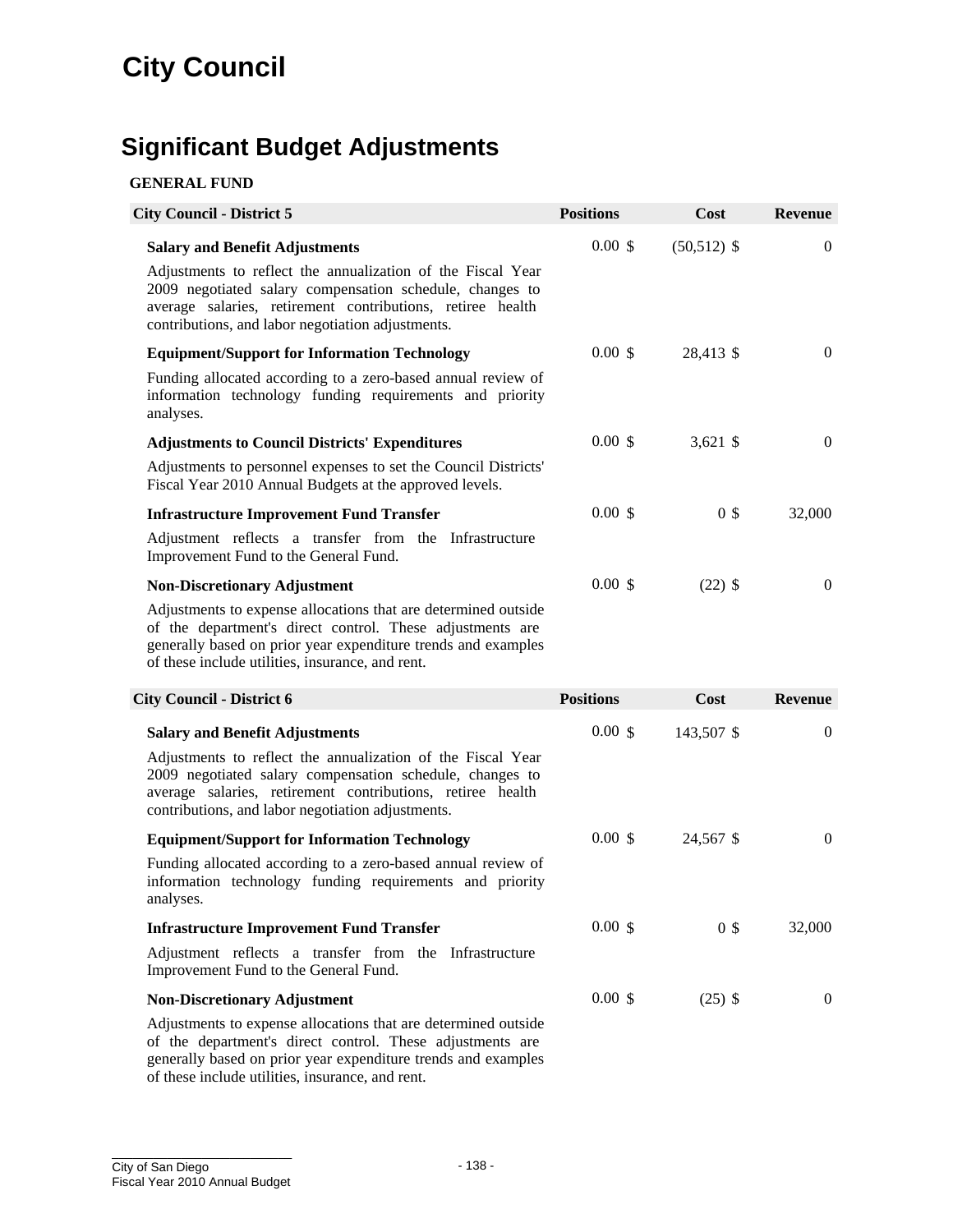# City Council

## Significant Budget Adjustments

**GENERAL FUND**

| City Council - District 5 | Positions | Cost | Revenue |
|---|---|---|---|
| **Salary and Benefit Adjustments**<br>Adjustments to reflect the annualization of the Fiscal Year 2009 negotiated salary compensation schedule, changes to average salaries, retirement contributions, retiree health contributions, and labor negotiation adjustments. | 0.00 | $ (50,512) | $ 0 |
| **Equipment/Support for Information Technology**<br>Funding allocated according to a zero-based annual review of information technology funding requirements and priority analyses. | 0.00 | $ 28,413 | $ 0 |
| **Adjustments to Council Districts' Expenditures**<br>Adjustments to personnel expenses to set the Council Districts' Fiscal Year 2010 Annual Budgets at the approved levels. | 0.00 | $ 3,621 | $ 0 |
| **Infrastructure Improvement Fund Transfer**<br>Adjustment reflects a transfer from the Infrastructure Improvement Fund to the General Fund. | 0.00 | $ 0 | $ 32,000 |
| **Non-Discretionary Adjustment**<br>Adjustments to expense allocations that are determined outside of the department's direct control. These adjustments are generally based on prior year expenditure trends and examples of these include utilities, insurance, and rent. | 0.00 | $ (22) | $ 0 |

| City Council - District 6 | Positions | Cost | Revenue |
|---|---|---|---|
| **Salary and Benefit Adjustments**<br>Adjustments to reflect the annualization of the Fiscal Year 2009 negotiated salary compensation schedule, changes to average salaries, retirement contributions, retiree health contributions, and labor negotiation adjustments. | 0.00 | $ 143,507 | $ 0 |
| **Equipment/Support for Information Technology**<br>Funding allocated according to a zero-based annual review of information technology funding requirements and priority analyses. | 0.00 | $ 24,567 | $ 0 |
| **Infrastructure Improvement Fund Transfer**<br>Adjustment reflects a transfer from the Infrastructure Improvement Fund to the General Fund. | 0.00 | $ 0 | $ 32,000 |
| **Non-Discretionary Adjustment**<br>Adjustments to expense allocations that are determined outside of the department's direct control. These adjustments are generally based on prior year expenditure trends and examples of these include utilities, insurance, and rent. | 0.00 | $ (25) | $ 0 |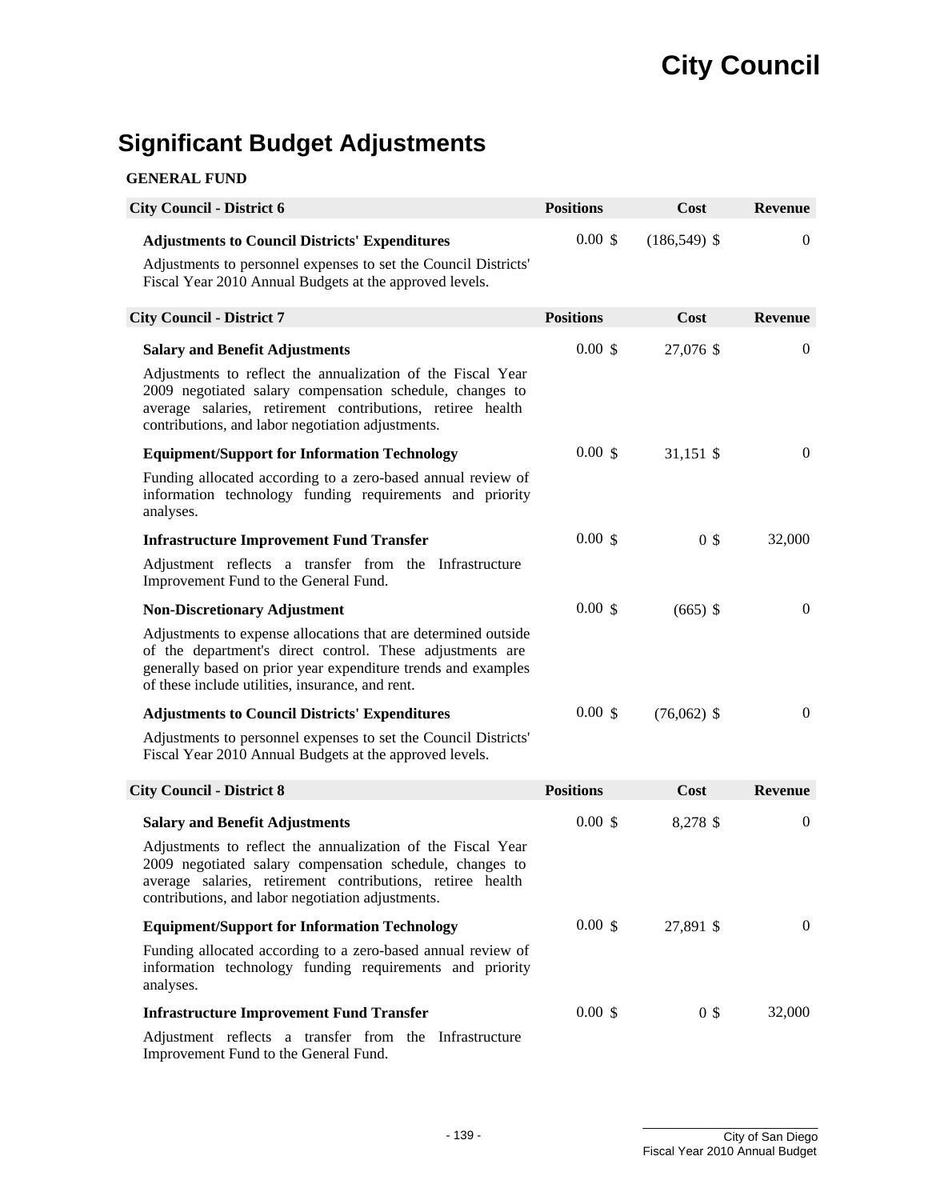## Significant Budget Adjustments

**GENERAL FUND**

| City Council - District 6 | Positions | Cost | Revenue |
|---|---|---|---|
| **Adjustments to Council Districts' Expenditures**<br>Adjustments to personnel expenses to set the Council Districts' Fiscal Year 2010 Annual Budgets at the approved levels. | 0.00 | $ (186,549) | $ 0 |

| City Council - District 7 | Positions | Cost | Revenue |
|---|---|---|---|
| **Salary and Benefit Adjustments**<br>Adjustments to reflect the annualization of the Fiscal Year 2009 negotiated salary compensation schedule, changes to average salaries, retirement contributions, retiree health contributions, and labor negotiation adjustments. | 0.00 | $ 27,076 | $ 0 |
| **Equipment/Support for Information Technology**<br>Funding allocated according to a zero-based annual review of information technology funding requirements and priority analyses. | 0.00 | $ 31,151 | $ 0 |
| **Infrastructure Improvement Fund Transfer**<br>Adjustment reflects a transfer from the Infrastructure Improvement Fund to the General Fund. | 0.00 | $ 0 | $ 32,000 |
| **Non-Discretionary Adjustment**<br>Adjustments to expense allocations that are determined outside of the department's direct control. These adjustments are generally based on prior year expenditure trends and examples of these include utilities, insurance, and rent. | 0.00 | $ (665) | $ 0 |
| **Adjustments to Council Districts' Expenditures**<br>Adjustments to personnel expenses to set the Council Districts' Fiscal Year 2010 Annual Budgets at the approved levels. | 0.00 | $ (76,062) | $ 0 |

| City Council - District 8 | Positions | Cost | Revenue |
|---|---|---|---|
| **Salary and Benefit Adjustments**<br>Adjustments to reflect the annualization of the Fiscal Year 2009 negotiated salary compensation schedule, changes to average salaries, retirement contributions, retiree health contributions, and labor negotiation adjustments. | 0.00 | $ 8,278 | $ 0 |
| **Equipment/Support for Information Technology**<br>Funding allocated according to a zero-based annual review of information technology funding requirements and priority analyses. | 0.00 | $ 27,891 | $ 0 |
| **Infrastructure Improvement Fund Transfer**<br>Adjustment reflects a transfer from the Infrastructure Improvement Fund to the General Fund. | 0.00 | $ 0 | $ 32,000 |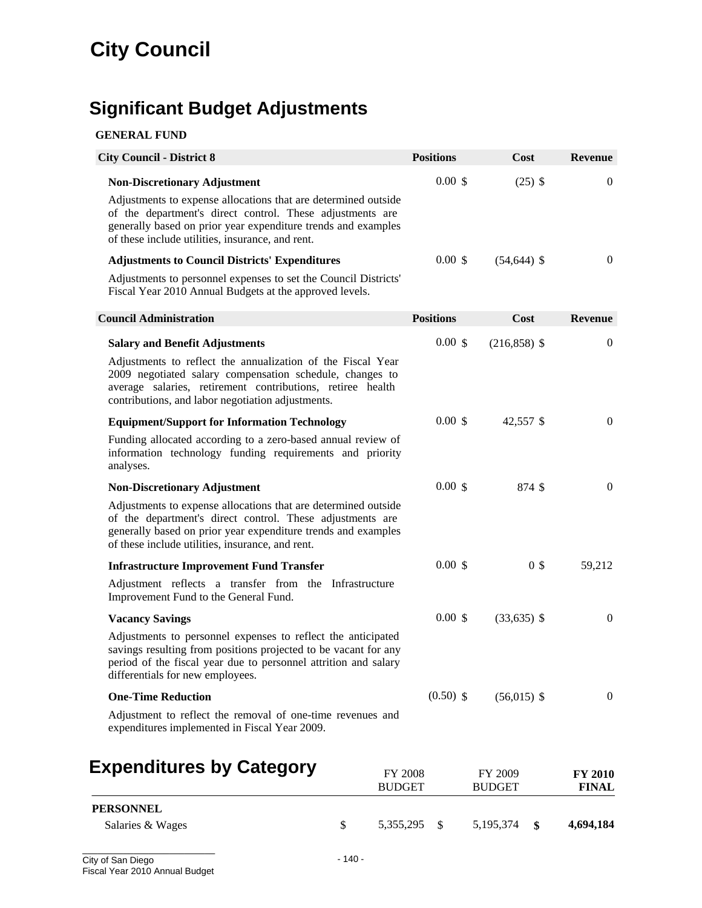# City Council

## Significant Budget Adjustments

**GENERAL FUND**

| City Council - District 8 | Positions | Cost | Revenue |
|---|---|---|---|
| **Non-Discretionary Adjustment**<br>Adjustments to expense allocations that are determined outside of the department's direct control. These adjustments are generally based on prior year expenditure trends and examples of these include utilities, insurance, and rent. | 0.00 | $ (25) | $ 0 |
| **Adjustments to Council Districts' Expenditures**<br>Adjustments to personnel expenses to set the Council Districts' Fiscal Year 2010 Annual Budgets at the approved levels. | 0.00 | $ (54,644) | $ 0 |

| Council Administration | Positions | Cost | Revenue |
|---|---|---|---|
| **Salary and Benefit Adjustments**<br>Adjustments to reflect the annualization of the Fiscal Year 2009 negotiated salary compensation schedule, changes to average salaries, retirement contributions, retiree health contributions, and labor negotiation adjustments. | 0.00 | $ (216,858) | $ 0 |
| **Equipment/Support for Information Technology**<br>Funding allocated according to a zero-based annual review of information technology funding requirements and priority analyses. | 0.00 | $ 42,557 | $ 0 |
| **Non-Discretionary Adjustment**<br>Adjustments to expense allocations that are determined outside of the department's direct control. These adjustments are generally based on prior year expenditure trends and examples of these include utilities, insurance, and rent. | 0.00 | $ 874 | $ 0 |
| **Infrastructure Improvement Fund Transfer**<br>Adjustment reflects a transfer from the Infrastructure Improvement Fund to the General Fund. | 0.00 | $ 0 | $ 59,212 |
| **Vacancy Savings**<br>Adjustments to personnel expenses to reflect the anticipated savings resulting from positions projected to be vacant for any period of the fiscal year due to personnel attrition and salary differentials for new employees. | 0.00 | $ (33,635) | $ 0 |
| **One-Time Reduction**<br>Adjustment to reflect the removal of one-time revenues and expenditures implemented in Fiscal Year 2009. | (0.50) | $ (56,015) | $ 0 |

## Expenditures by Category

| | FY 2008 BUDGET | FY 2009 BUDGET | **FY 2010 FINAL** |
|---|---|---|---|
| **PERSONNEL** | | | |
| Salaries & Wages | $ 5,355,295 | $ 5,195,374 | **$ 4,694,184** |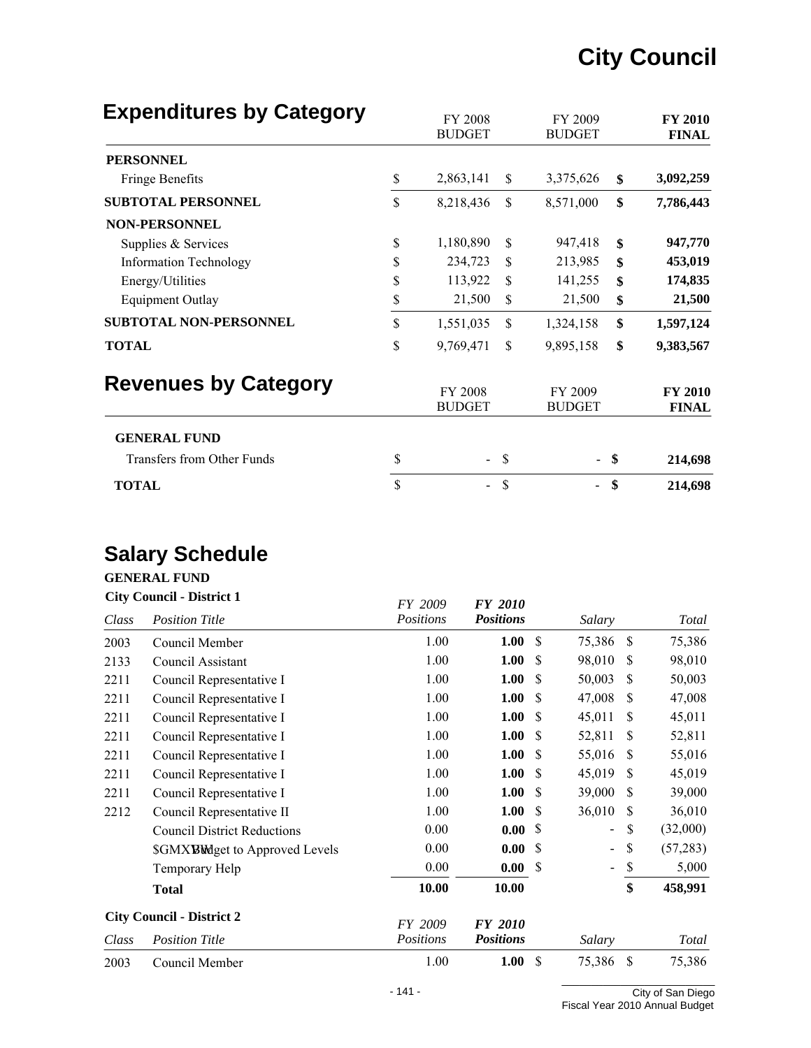# City Council

## Expenditures by Category

| | FY 2008 BUDGET | FY 2009 BUDGET | **FY 2010 FINAL** |
|---|---|---|---|
| **PERSONNEL** | | | |
| Fringe Benefits | $ 2,863,141 | $ 3,375,626 | **$ 3,092,259** |
| **SUBTOTAL PERSONNEL** | $ 8,218,436 | $ 8,571,000 | **$ 7,786,443** |
| **NON-PERSONNEL** | | | |
| Supplies & Services | $ 1,180,890 | $ 947,418 | **$ 947,770** |
| Information Technology | $ 234,723 | $ 213,985 | **$ 453,019** |
| Energy/Utilities | $ 113,922 | $ 141,255 | **$ 174,835** |
| Equipment Outlay | $ 21,500 | $ 21,500 | **$ 21,500** |
| **SUBTOTAL NON-PERSONNEL** | $ 1,551,035 | $ 1,324,158 | **$ 1,597,124** |
| **TOTAL** | $ 9,769,471 | $ 9,895,158 | **$ 9,383,567** |

## Revenues by Category

| | FY 2008 BUDGET | FY 2009 BUDGET | **FY 2010 FINAL** |
|---|---|---|---|
| **GENERAL FUND** | | | |
| Transfers from Other Funds | $ - | $ - | **$ 214,698** |
| **TOTAL** | $ - | $ - | **$ 214,698** |

## Salary Schedule

**GENERAL FUND**

**City Council - District 1**

| *Class* | *Position Title* | *FY 2009 Positions* | ***FY 2010 Positions*** | *Salary* | *Total* |
|---|---|---|---|---|---|
| 2003 | Council Member | 1.00 | **1.00** | $ 75,386 | $ 75,386 |
| 2133 | Council Assistant | 1.00 | **1.00** | $ 98,010 | $ 98,010 |
| 2211 | Council Representative I | 1.00 | **1.00** | $ 50,003 | $ 50,003 |
| 2211 | Council Representative I | 1.00 | **1.00** | $ 47,008 | $ 47,008 |
| 2211 | Council Representative I | 1.00 | **1.00** | $ 45,011 | $ 45,011 |
| 2211 | Council Representative I | 1.00 | **1.00** | $ 52,811 | $ 52,811 |
| 2211 | Council Representative I | 1.00 | **1.00** | $ 55,016 | $ 55,016 |
| 2211 | Council Representative I | 1.00 | **1.00** | $ 45,019 | $ 45,019 |
| 2211 | Council Representative I | 1.00 | **1.00** | $ 39,000 | $ 39,000 |
| 2212 | Council Representative II | 1.00 | **1.00** | $ 36,010 | $ 36,010 |
| | Council District Reductions | 0.00 | **0.00** | $ - | $ (32,000) |
| | Budget to Approved Levels | 0.00 | **0.00** | $ - | $ (57,283) |
| | Temporary Help | 0.00 | **0.00** | $ - | $ 5,000 |
| | **Total** | **10.00** | **10.00** | | **$ 458,991** |

**City Council - District 2**

| *Class* | *Position Title* | *FY 2009 Positions* | ***FY 2010 Positions*** | *Salary* | *Total* |
|---|---|---|---|---|---|
| 2003 | Council Member | 1.00 | **1.00** | $ 75,386 | $ 75,386 |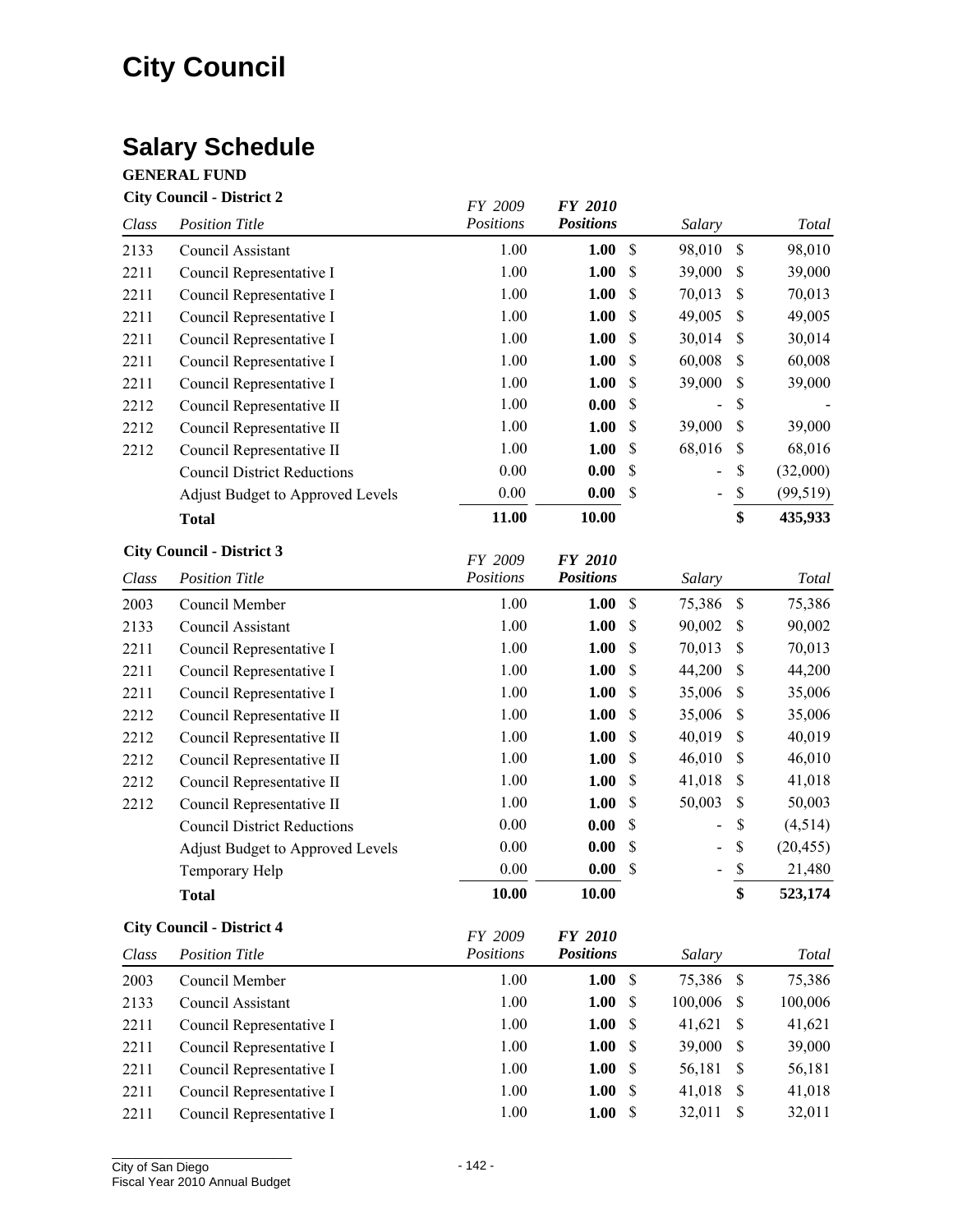# City Council

## Salary Schedule

**GENERAL FUND**

**City Council - District 2**

| Class | Position Title | FY 2009 Positions | FY 2010 Positions | Salary | Total |
|---|---|---|---|---|---|
| 2133 | Council Assistant | 1.00 | **1.00** | $ 98,010 | $ 98,010 |
| 2211 | Council Representative I | 1.00 | **1.00** | $ 39,000 | $ 39,000 |
| 2211 | Council Representative I | 1.00 | **1.00** | $ 70,013 | $ 70,013 |
| 2211 | Council Representative I | 1.00 | **1.00** | $ 49,005 | $ 49,005 |
| 2211 | Council Representative I | 1.00 | **1.00** | $ 30,014 | $ 30,014 |
| 2211 | Council Representative I | 1.00 | **1.00** | $ 60,008 | $ 60,008 |
| 2211 | Council Representative I | 1.00 | **1.00** | $ 39,000 | $ 39,000 |
| 2212 | Council Representative II | 1.00 | **0.00** | $ - | $ - |
| 2212 | Council Representative II | 1.00 | **1.00** | $ 39,000 | $ 39,000 |
| 2212 | Council Representative II | 1.00 | **1.00** | $ 68,016 | $ 68,016 |
| | Council District Reductions | 0.00 | **0.00** | $ - | $ (32,000) |
| | Adjust Budget to Approved Levels | 0.00 | **0.00** | $ - | $ (99,519) |
| | **Total** | **11.00** | **10.00** | | **$ 435,933** |

**City Council - District 3**

| Class | Position Title | FY 2009 Positions | FY 2010 Positions | Salary | Total |
|---|---|---|---|---|---|
| 2003 | Council Member | 1.00 | **1.00** | $ 75,386 | $ 75,386 |
| 2133 | Council Assistant | 1.00 | **1.00** | $ 90,002 | $ 90,002 |
| 2211 | Council Representative I | 1.00 | **1.00** | $ 70,013 | $ 70,013 |
| 2211 | Council Representative I | 1.00 | **1.00** | $ 44,200 | $ 44,200 |
| 2211 | Council Representative I | 1.00 | **1.00** | $ 35,006 | $ 35,006 |
| 2212 | Council Representative II | 1.00 | **1.00** | $ 35,006 | $ 35,006 |
| 2212 | Council Representative II | 1.00 | **1.00** | $ 40,019 | $ 40,019 |
| 2212 | Council Representative II | 1.00 | **1.00** | $ 46,010 | $ 46,010 |
| 2212 | Council Representative II | 1.00 | **1.00** | $ 41,018 | $ 41,018 |
| 2212 | Council Representative II | 1.00 | **1.00** | $ 50,003 | $ 50,003 |
| | Council District Reductions | 0.00 | **0.00** | $ - | $ (4,514) |
| | Adjust Budget to Approved Levels | 0.00 | **0.00** | $ - | $ (20,455) |
| | Temporary Help | 0.00 | **0.00** | $ - | $ 21,480 |
| | **Total** | **10.00** | **10.00** | | **$ 523,174** |

**City Council - District 4**

| Class | Position Title | FY 2009 Positions | FY 2010 Positions | Salary | Total |
|---|---|---|---|---|---|
| 2003 | Council Member | 1.00 | **1.00** | $ 75,386 | $ 75,386 |
| 2133 | Council Assistant | 1.00 | **1.00** | $ 100,006 | $ 100,006 |
| 2211 | Council Representative I | 1.00 | **1.00** | $ 41,621 | $ 41,621 |
| 2211 | Council Representative I | 1.00 | **1.00** | $ 39,000 | $ 39,000 |
| 2211 | Council Representative I | 1.00 | **1.00** | $ 56,181 | $ 56,181 |
| 2211 | Council Representative I | 1.00 | **1.00** | $ 41,018 | $ 41,018 |
| 2211 | Council Representative I | 1.00 | **1.00** | $ 32,011 | $ 32,011 |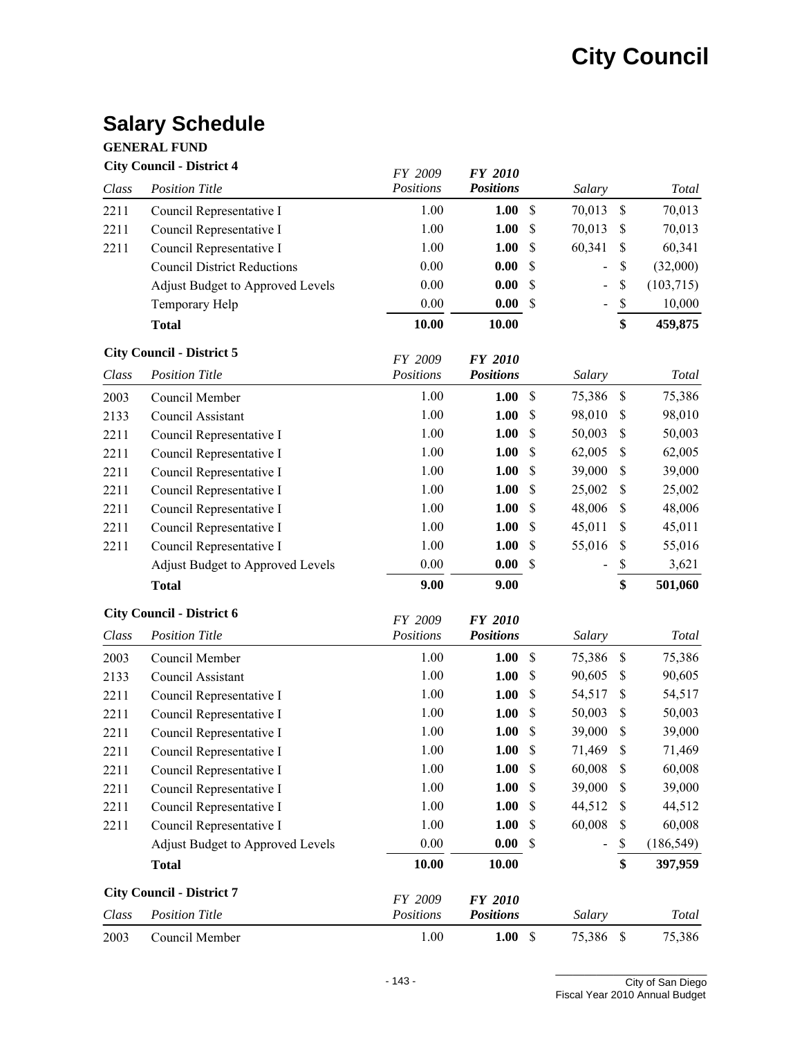# City Council

## Salary Schedule

**GENERAL FUND**

**City Council - District 4**

| Class | Position Title | FY 2009 Positions | FY 2010 Positions | Salary | Total |
|---|---|---|---|---|---|
| 2211 | Council Representative I | 1.00 | **1.00** | $ 70,013 | $ 70,013 |
| 2211 | Council Representative I | 1.00 | **1.00** | $ 70,013 | $ 70,013 |
| 2211 | Council Representative I | 1.00 | **1.00** | $ 60,341 | $ 60,341 |
| | Council District Reductions | 0.00 | **0.00** | $ - | $ (32,000) |
| | Adjust Budget to Approved Levels | 0.00 | **0.00** | $ - | $ (103,715) |
| | Temporary Help | 0.00 | **0.00** | $ - | $ 10,000 |
| | **Total** | **10.00** | **10.00** | | **$ 459,875** |

**City Council - District 5**

| Class | Position Title | FY 2009 Positions | FY 2010 Positions | Salary | Total |
|---|---|---|---|---|---|
| 2003 | Council Member | 1.00 | **1.00** | $ 75,386 | $ 75,386 |
| 2133 | Council Assistant | 1.00 | **1.00** | $ 98,010 | $ 98,010 |
| 2211 | Council Representative I | 1.00 | **1.00** | $ 50,003 | $ 50,003 |
| 2211 | Council Representative I | 1.00 | **1.00** | $ 62,005 | $ 62,005 |
| 2211 | Council Representative I | 1.00 | **1.00** | $ 39,000 | $ 39,000 |
| 2211 | Council Representative I | 1.00 | **1.00** | $ 25,002 | $ 25,002 |
| 2211 | Council Representative I | 1.00 | **1.00** | $ 48,006 | $ 48,006 |
| 2211 | Council Representative I | 1.00 | **1.00** | $ 45,011 | $ 45,011 |
| 2211 | Council Representative I | 1.00 | **1.00** | $ 55,016 | $ 55,016 |
| | Adjust Budget to Approved Levels | 0.00 | **0.00** | $ - | $ 3,621 |
| | **Total** | **9.00** | **9.00** | | **$ 501,060** |

**City Council - District 6**

| Class | Position Title | FY 2009 Positions | FY 2010 Positions | Salary | Total |
|---|---|---|---|---|---|
| 2003 | Council Member | 1.00 | **1.00** | $ 75,386 | $ 75,386 |
| 2133 | Council Assistant | 1.00 | **1.00** | $ 90,605 | $ 90,605 |
| 2211 | Council Representative I | 1.00 | **1.00** | $ 54,517 | $ 54,517 |
| 2211 | Council Representative I | 1.00 | **1.00** | $ 50,003 | $ 50,003 |
| 2211 | Council Representative I | 1.00 | **1.00** | $ 39,000 | $ 39,000 |
| 2211 | Council Representative I | 1.00 | **1.00** | $ 71,469 | $ 71,469 |
| 2211 | Council Representative I | 1.00 | **1.00** | $ 60,008 | $ 60,008 |
| 2211 | Council Representative I | 1.00 | **1.00** | $ 39,000 | $ 39,000 |
| 2211 | Council Representative I | 1.00 | **1.00** | $ 44,512 | $ 44,512 |
| 2211 | Council Representative I | 1.00 | **1.00** | $ 60,008 | $ 60,008 |
| | Adjust Budget to Approved Levels | 0.00 | **0.00** | $ - | $ (186,549) |
| | **Total** | **10.00** | **10.00** | | **$ 397,959** |

**City Council - District 7**

| Class | Position Title | FY 2009 Positions | FY 2010 Positions | Salary | Total |
|---|---|---|---|---|---|
| 2003 | Council Member | 1.00 | **1.00** | $ 75,386 | $ 75,386 |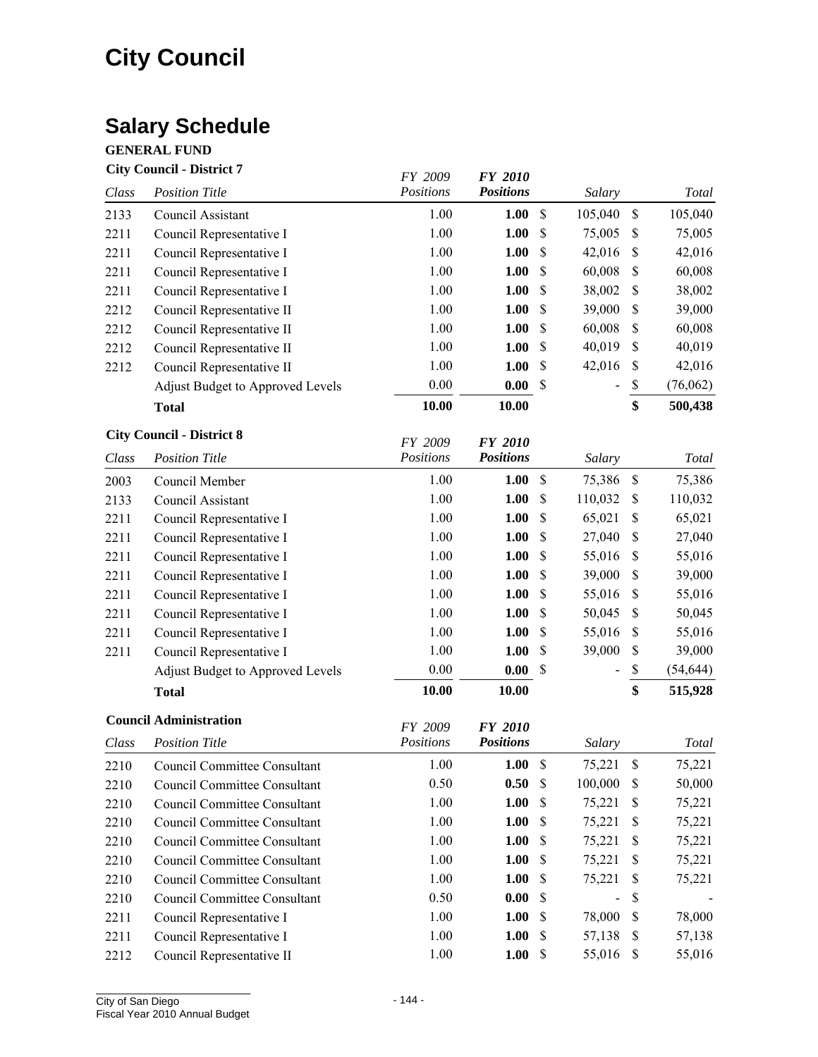# City Council

## Salary Schedule

**GENERAL FUND**

**City Council - District 7**

| Class | Position Title | FY 2009 Positions | FY 2010 Positions | Salary | Total |
|---|---|---|---|---|---|
| 2133 | Council Assistant | 1.00 | **1.00** | $ 105,040 | $ 105,040 |
| 2211 | Council Representative I | 1.00 | **1.00** | $ 75,005 | $ 75,005 |
| 2211 | Council Representative I | 1.00 | **1.00** | $ 42,016 | $ 42,016 |
| 2211 | Council Representative I | 1.00 | **1.00** | $ 60,008 | $ 60,008 |
| 2211 | Council Representative I | 1.00 | **1.00** | $ 38,002 | $ 38,002 |
| 2212 | Council Representative II | 1.00 | **1.00** | $ 39,000 | $ 39,000 |
| 2212 | Council Representative II | 1.00 | **1.00** | $ 60,008 | $ 60,008 |
| 2212 | Council Representative II | 1.00 | **1.00** | $ 40,019 | $ 40,019 |
| 2212 | Council Representative II | 1.00 | **1.00** | $ 42,016 | $ 42,016 |
| | Adjust Budget to Approved Levels | 0.00 | **0.00** | $ - | $ (76,062) |
| | **Total** | **10.00** | **10.00** | | **$ 500,438** |

**City Council - District 8**

| Class | Position Title | FY 2009 Positions | FY 2010 Positions | Salary | Total |
|---|---|---|---|---|---|
| 2003 | Council Member | 1.00 | **1.00** | $ 75,386 | $ 75,386 |
| 2133 | Council Assistant | 1.00 | **1.00** | $ 110,032 | $ 110,032 |
| 2211 | Council Representative I | 1.00 | **1.00** | $ 65,021 | $ 65,021 |
| 2211 | Council Representative I | 1.00 | **1.00** | $ 27,040 | $ 27,040 |
| 2211 | Council Representative I | 1.00 | **1.00** | $ 55,016 | $ 55,016 |
| 2211 | Council Representative I | 1.00 | **1.00** | $ 39,000 | $ 39,000 |
| 2211 | Council Representative I | 1.00 | **1.00** | $ 55,016 | $ 55,016 |
| 2211 | Council Representative I | 1.00 | **1.00** | $ 50,045 | $ 50,045 |
| 2211 | Council Representative I | 1.00 | **1.00** | $ 55,016 | $ 55,016 |
| 2211 | Council Representative I | 1.00 | **1.00** | $ 39,000 | $ 39,000 |
| | Adjust Budget to Approved Levels | 0.00 | **0.00** | $ - | $ (54,644) |
| | **Total** | **10.00** | **10.00** | | **$ 515,928** |

**Council Administration**

| Class | Position Title | FY 2009 Positions | FY 2010 Positions | Salary | Total |
|---|---|---|---|---|---|
| 2210 | Council Committee Consultant | 1.00 | **1.00** | $ 75,221 | $ 75,221 |
| 2210 | Council Committee Consultant | 0.50 | **0.50** | $ 100,000 | $ 50,000 |
| 2210 | Council Committee Consultant | 1.00 | **1.00** | $ 75,221 | $ 75,221 |
| 2210 | Council Committee Consultant | 1.00 | **1.00** | $ 75,221 | $ 75,221 |
| 2210 | Council Committee Consultant | 1.00 | **1.00** | $ 75,221 | $ 75,221 |
| 2210 | Council Committee Consultant | 1.00 | **1.00** | $ 75,221 | $ 75,221 |
| 2210 | Council Committee Consultant | 1.00 | **1.00** | $ 75,221 | $ 75,221 |
| 2210 | Council Committee Consultant | 0.50 | **0.00** | $ - | $ - |
| 2211 | Council Representative I | 1.00 | **1.00** | $ 78,000 | $ 78,000 |
| 2211 | Council Representative I | 1.00 | **1.00** | $ 57,138 | $ 57,138 |
| 2212 | Council Representative II | 1.00 | **1.00** | $ 55,016 | $ 55,016 |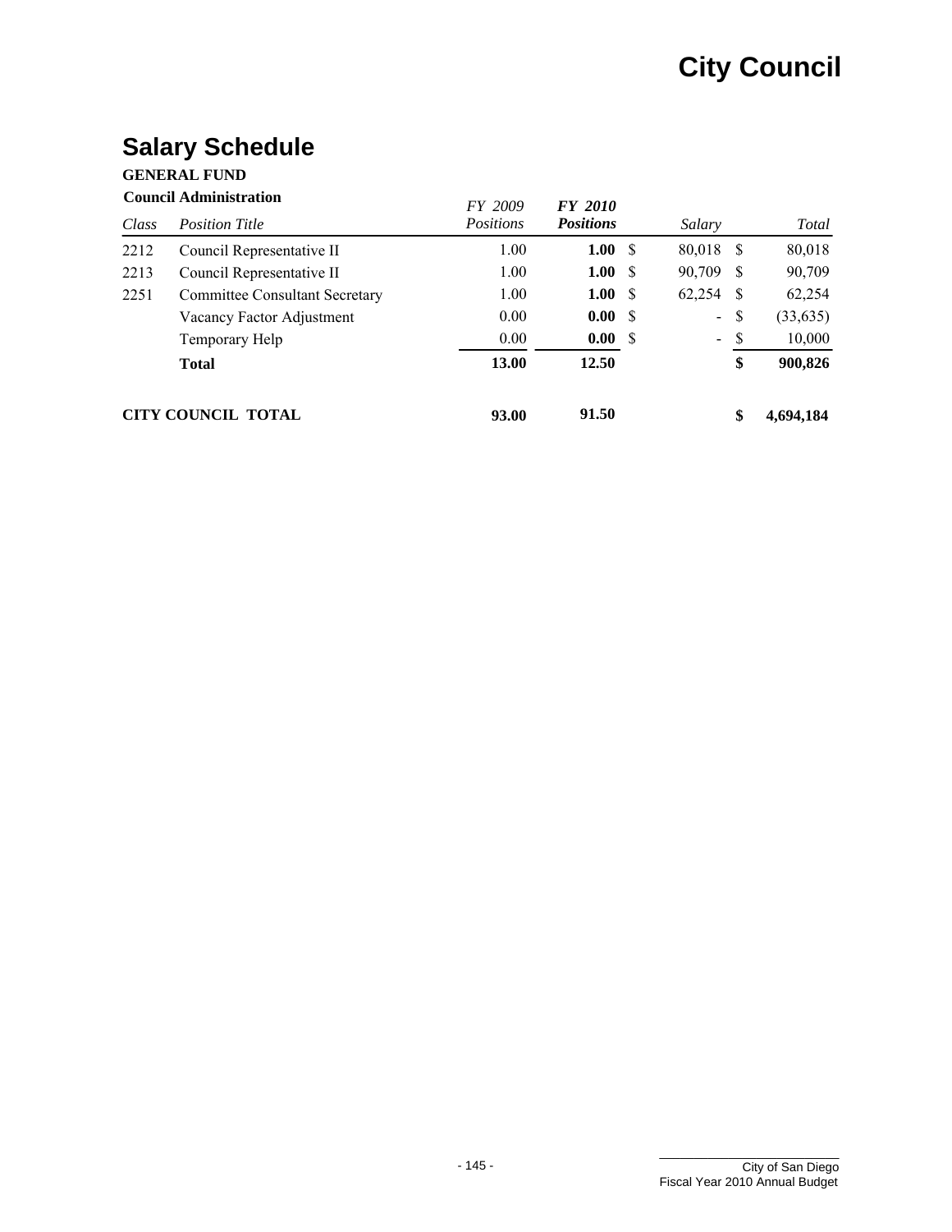## Salary Schedule

**GENERAL FUND**

**Council Administration**

| *Class* | *Position Title* | *FY 2009 Positions* | ***FY 2010 Positions*** | *Salary* | *Total* |
|---|---|---|---|---|---|
| 2212 | Council Representative II | 1.00 | **1.00** | $ 80,018 | $ 80,018 |
| 2213 | Council Representative II | 1.00 | **1.00** | $ 90,709 | $ 90,709 |
| 2251 | Committee Consultant Secretary | 1.00 | **1.00** | $ 62,254 | $ 62,254 |
| | Vacancy Factor Adjustment | 0.00 | **0.00** | $ - | $ (33,635) |
| | Temporary Help | 0.00 | **0.00** | $ - | $ 10,000 |
| | **Total** | **13.00** | **12.50** | | **$ 900,826** |
| | | | | | |
| **CITY COUNCIL TOTAL** | | **93.00** | **91.50** | | **$ 4,694,184** |